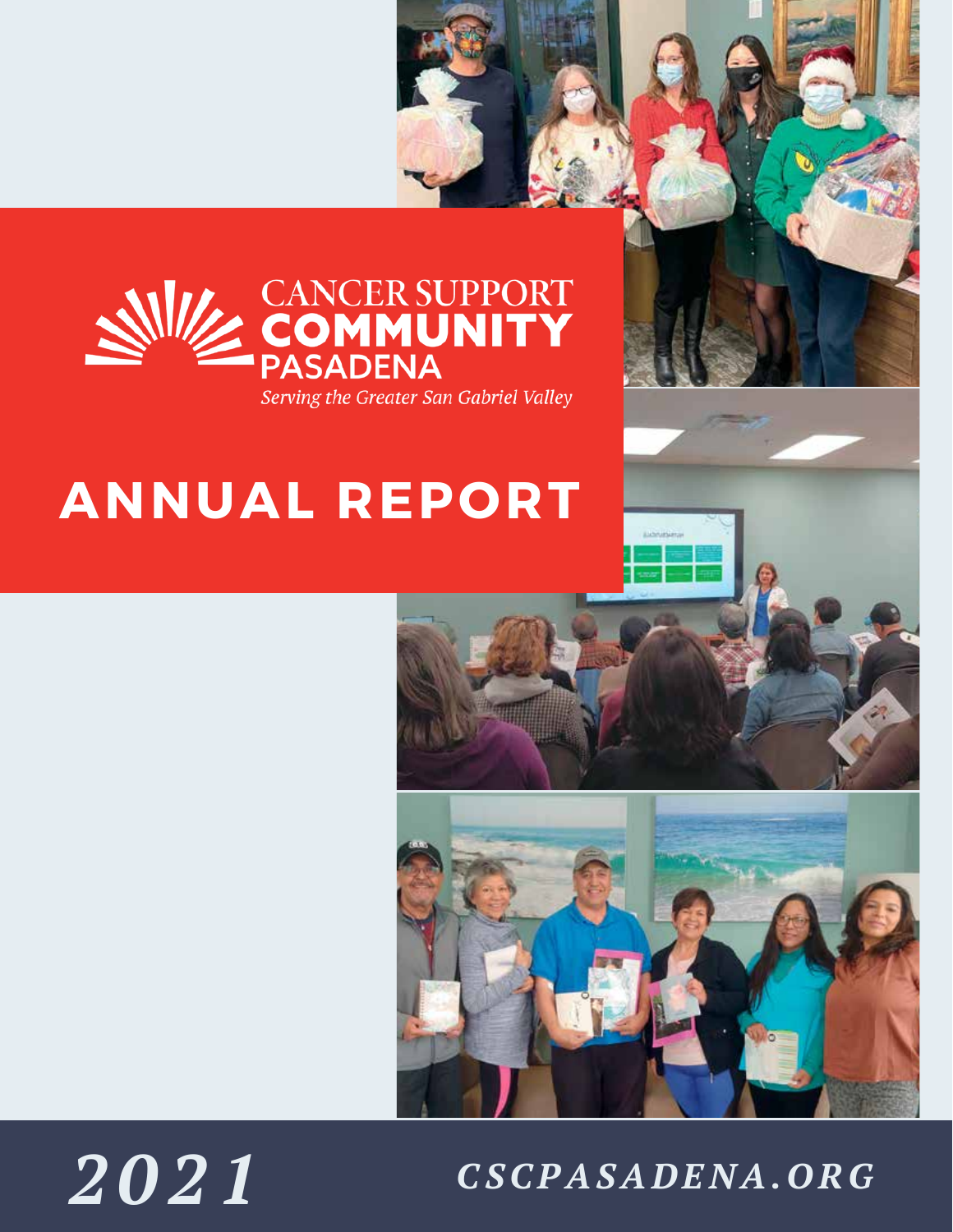CANCER SUPPORT
COMMUNITY
PASADENA

*Serving the Greater San Gabriel Valley*

# ANNUAL REPORT

*2021*

*CSCPASADENA.ORG*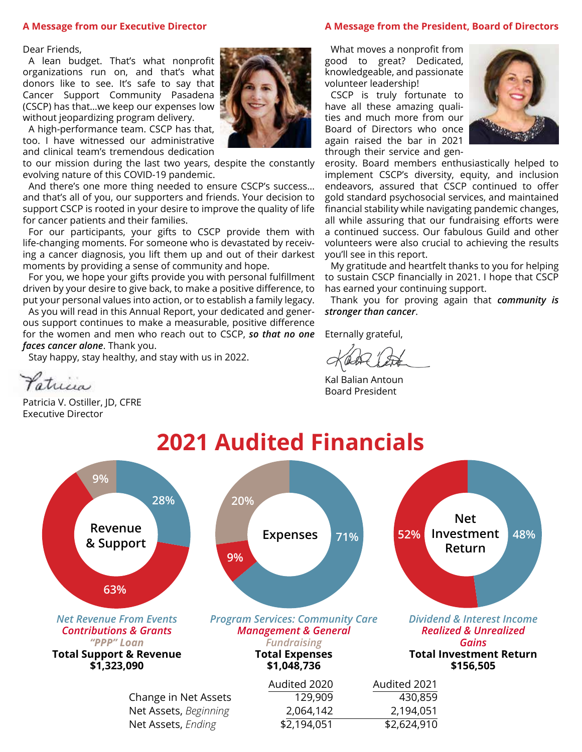## A Message from our Executive Director

Dear Friends,

A lean budget. That's what nonprofit organizations run on, and that's what donors like to see. It's safe to say that Cancer Support Community Pasadena (CSCP) has that...we keep our expenses low without jeopardizing program delivery.

A high-performance team. CSCP has that, too. I have witnessed our administrative and clinical team's tremendous dedication to our mission during the last two years, despite the constantly evolving nature of this COVID-19 pandemic.

And there's one more thing needed to ensure CSCP's success... and that's all of you, our supporters and friends. Your decision to support CSCP is rooted in your desire to improve the quality of life for cancer patients and their families.

For our participants, your gifts to CSCP provide them with life-changing moments. For someone who is devastated by receiving a cancer diagnosis, you lift them up and out of their darkest moments by providing a sense of community and hope.

For you, we hope your gifts provide you with personal fulfillment driven by your desire to give back, to make a positive difference, to put your personal values into action, or to establish a family legacy.

As you will read in this Annual Report, your dedicated and generous support continues to make a measurable, positive difference for the women and men who reach out to CSCP, ***so that no one faces cancer alone***. Thank you.

Stay happy, stay healthy, and stay with us in 2022.

Patricia

Patricia V. Ostiller, JD, CFRE
Executive Director

## A Message from the President, Board of Directors

What moves a nonprofit from good to great? Dedicated, knowledgeable, and passionate volunteer leadership!

CSCP is truly fortunate to have all these amazing qualities and much more from our Board of Directors who once again raised the bar in 2021 through their service and generosity. Board members enthusiastically helped to implement CSCP's diversity, equity, and inclusion endeavors, assured that CSCP continued to offer gold standard psychosocial services, and maintained financial stability while navigating pandemic changes, all while assuring that our fundraising efforts were a continued success. Our fabulous Guild and other volunteers were also crucial to achieving the results you'll see in this report.

My gratitude and heartfelt thanks to you for helping to sustain CSCP financially in 2021. I hope that CSCP has earned your continuing support.

Thank you for proving again that ***community is stronger than cancer***.

Eternally grateful,

Kal Balian Antoun
Board President

# 2021 Audited Financials

Revenue & Support

28%
63%
9%

*Net Revenue From Events*
*Contributions & Grants*
*"PPP" Loan*
**Total Support & Revenue**
**$1,323,090**

Expenses

71%
9%
20%

*Program Services: Community Care*
*Management & General*
*Fundraising*
**Total Expenses**
**$1,048,736**

Net Investment Return

48%
52%

*Dividend & Interest Income*
*Realized & Unrealized Gains*
**Total Investment Return**
**$156,505**

| | Audited 2020 | Audited 2021 |
|---|---|---|
| Change in Net Assets | 129,909 | 430,859 |
| Net Assets, *Beginning* | 2,064,142 | 2,194,051 |
| Net Assets, *Ending* | $2,194,051 | $2,624,910 |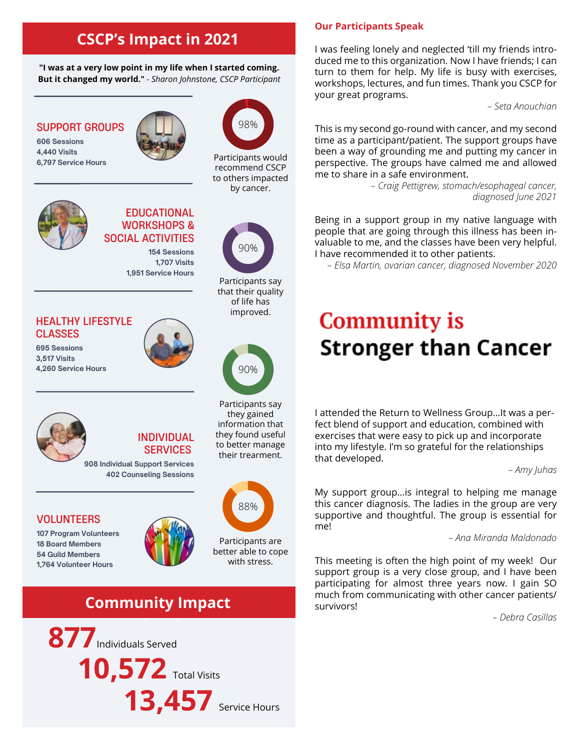# CSCP's Impact in 2021

**"I was at a very low point in my life when I started coming. But it changed my world."** *- Sharon Johnstone, CSCP Participant*

## SUPPORT GROUPS

606 Sessions
4,440 Visits
6,797 Service Hours

98%

Participants would recommend CSCP to others impacted by cancer.

## EDUCATIONAL WORKSHOPS & SOCIAL ACTIVITIES

154 Sessions
1,707 Visits
1,951 Service Hours

90%

Participants say that their quality of life has improved.

## HEALTHY LIFESTYLE CLASSES

695 Sessions
3,517 Visits
4,260 Service Hours

90%

Participants say they gained information that they found useful to better manage their trearment.

## INDIVIDUAL SERVICES

908 Individual Support Services
402 Counseling Sessions

88%

Participants are better able to cope with stress.

## VOLUNTEERS

107 Program Volunteers
18 Board Members
54 Guild Members
1,764 Volunteer Hours

# Community Impact

**877** Individuals Served

**10,572** Total Visits

**13,457** Service Hours

## Our Participants Speak

I was feeling lonely and neglected 'till my friends introduced me to this organization. Now I have friends; I can turn to them for help. My life is busy with exercises, workshops, lectures, and fun times. Thank you CSCP for your great programs.

*– Seta Anouchian*

This is my second go-round with cancer, and my second time as a participant/patient. The support groups have been a way of grounding me and putting my cancer in perspective. The groups have calmed me and allowed me to share in a safe environment.

*– Craig Pettigrew, stomach/esophageal cancer, diagnosed June 2021*

Being in a support group in my native language with people that are going through this illness has been invaluable to me, and the classes have been very helpful. I have recommended it to other patients.

*– Elsa Martin, ovarian cancer, diagnosed November 2020*

# Community is Stronger than Cancer

I attended the Return to Wellness Group...It was a perfect blend of support and education, combined with exercises that were easy to pick up and incorporate into my lifestyle. I'm so grateful for the relationships that developed.

*– Amy Juhas*

My support group...is integral to helping me manage this cancer diagnosis. The ladies in the group are very supportive and thoughtful. The group is essential for me!

*– Ana Miranda Maldonado*

This meeting is often the high point of my week! Our support group is a very close group, and I have been participating for almost three years now. I gain SO much from communicating with other cancer patients/survivors!

*– Debra Casillas*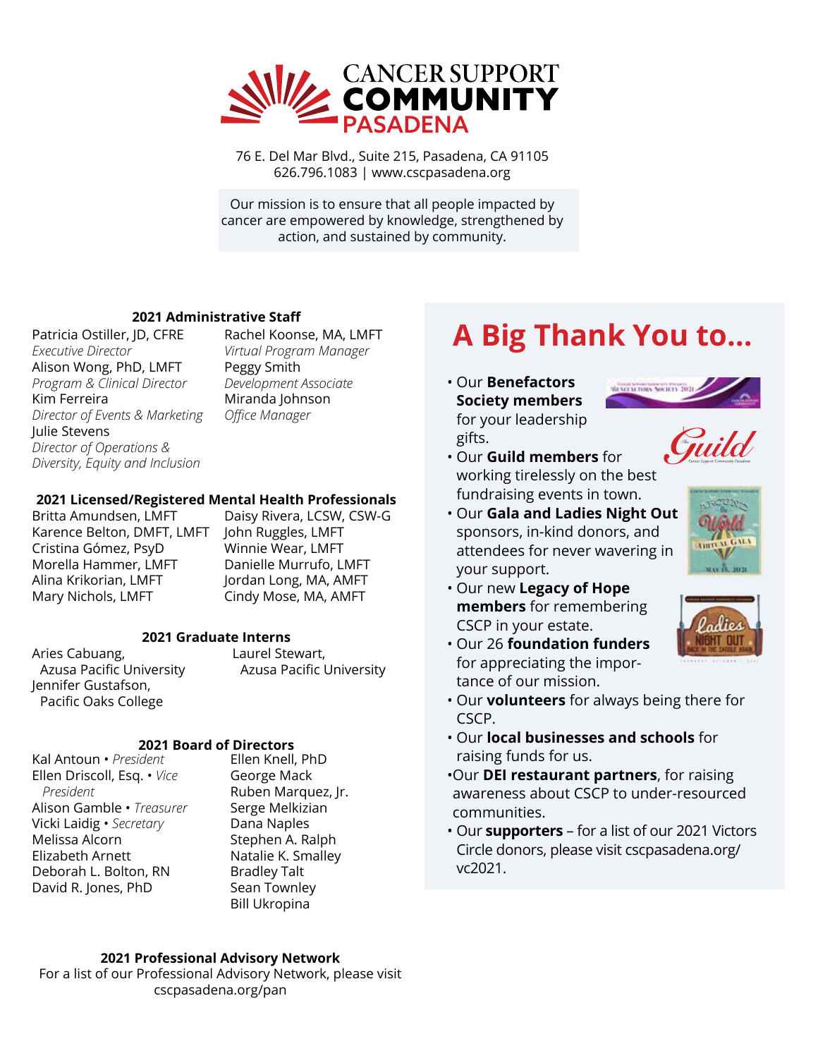# CANCER SUPPORT COMMUNITY PASADENA

76 E. Del Mar Blvd., Suite 215, Pasadena, CA 91105
626.796.1083 | www.cscpasadena.org

Our mission is to ensure that all people impacted by cancer are empowered by knowledge, strengthened by action, and sustained by community.

### 2021 Administrative Staff

Patricia Ostiller, JD, CFRE
*Executive Director*
Alison Wong, PhD, LMFT
*Program & Clinical Director*
Kim Ferreira
*Director of Events & Marketing*
Julie Stevens
*Director of Operations & Diversity, Equity and Inclusion*
Rachel Koonse, MA, LMFT
*Virtual Program Manager*
Peggy Smith
*Development Associate*
Miranda Johnson
*Office Manager*

### 2021 Licensed/Registered Mental Health Professionals

Britta Amundsen, LMFT
Karence Belton, DMFT, LMFT
Cristina Gómez, PsyD
Morella Hammer, LMFT
Alina Krikorian, LMFT
Mary Nichols, LMFT
Daisy Rivera, LCSW, CSW-G
John Ruggles, LMFT
Winnie Wear, LMFT
Danielle Murrufo, LMFT
Jordan Long, MA, AMFT
Cindy Mose, MA, AMFT

### 2021 Graduate Interns

Aries Cabuang, Azusa Pacific University
Jennifer Gustafson, Pacific Oaks College
Laurel Stewart, Azusa Pacific University

### 2021 Board of Directors

Kal Antoun • *President*
Ellen Driscoll, Esq. • *Vice President*
Alison Gamble • *Treasurer*
Vicki Laidig • *Secretary*
Melissa Alcorn
Elizabeth Arnett
Deborah L. Bolton, RN
David R. Jones, PhD
Ellen Knell, PhD
George Mack
Ruben Marquez, Jr.
Serge Melkizian
Dana Naples
Stephen A. Ralph
Natalie K. Smalley
Bradley Talt
Sean Townley
Bill Ukropina

### 2021 Professional Advisory Network

For a list of our Professional Advisory Network, please visit cscpasadena.org/pan

## A Big Thank You to...

- Our **Benefactors Society members** for your leadership gifts.
- Our **Guild members** for working tirelessly on the best fundraising events in town.
- Our **Gala and Ladies Night Out** sponsors, in-kind donors, and attendees for never wavering in your support.
- Our new **Legacy of Hope members** for remembering CSCP in your estate.
- Our 26 **foundation funders** for appreciating the importance of our mission.
- Our **volunteers** for always being there for CSCP.
- Our **local businesses and schools** for raising funds for us.
- Our **DEI restaurant partners**, for raising awareness about CSCP to under-resourced communities.
- Our **supporters** – for a list of our 2021 Victors Circle donors, please visit cscpasadena.org/vc2021.